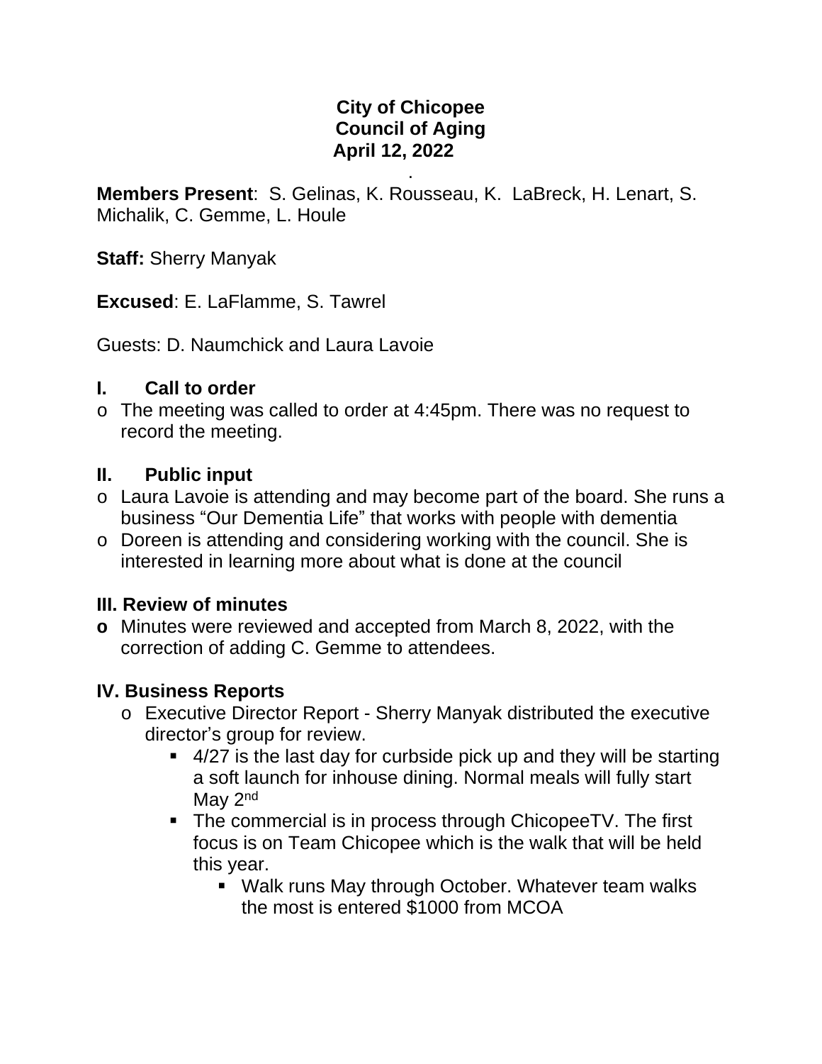**City of Chicopee**
**Council of Aging**
**April 12, 2022**

**Members Present**: S. Gelinas, K. Rousseau, K. LaBreck, H. Lenart, S. Michalik, C. Gemme, L. Houle

**Staff:** Sherry Manyak

**Excused**: E. LaFlamme, S. Tawrel

Guests: D. Naumchick and Laura Lavoie

## I. Call to order

- The meeting was called to order at 4:45pm. There was no request to record the meeting.

## II. Public input

- Laura Lavoie is attending and may become part of the board. She runs a business "Our Dementia Life" that works with people with dementia
- Doreen is attending and considering working with the council. She is interested in learning more about what is done at the council

## III. Review of minutes

- Minutes were reviewed and accepted from March 8, 2022, with the correction of adding C. Gemme to attendees.

## IV. Business Reports

- Executive Director Report - Sherry Manyak distributed the executive director's group for review.
  - 4/27 is the last day for curbside pick up and they will be starting a soft launch for inhouse dining. Normal meals will fully start May 2nd
  - The commercial is in process through ChicopeeTV. The first focus is on Team Chicopee which is the walk that will be held this year.
    - Walk runs May through October. Whatever team walks the most is entered $1000 from MCOA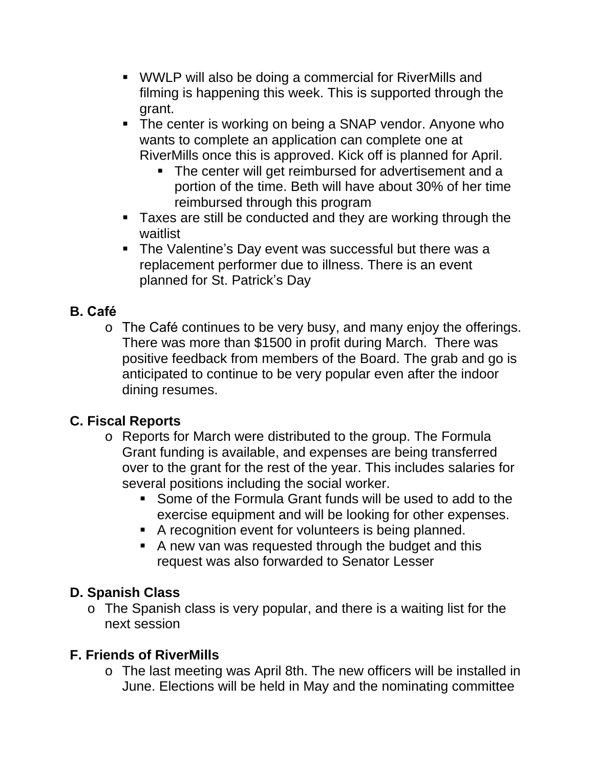- WWLP will also be doing a commercial for RiverMills and filming is happening this week. This is supported through the grant.
    - The center is working on being a SNAP vendor. Anyone who wants to complete an application can complete one at RiverMills once this is approved. Kick off is planned for April.
      - The center will get reimbursed for advertisement and a portion of the time. Beth will have about 30% of her time reimbursed through this program
    - Taxes are still be conducted and they are working through the waitlist
    - The Valentine's Day event was successful but there was a replacement performer due to illness. There is an event planned for St. Patrick's Day

**B. Café**

- The Café continues to be very busy, and many enjoy the offerings. There was more than $1500 in profit during March. There was positive feedback from members of the Board. The grab and go is anticipated to continue to be very popular even after the indoor dining resumes.

**C. Fiscal Reports**

- Reports for March were distributed to the group. The Formula Grant funding is available, and expenses are being transferred over to the grant for the rest of the year. This includes salaries for several positions including the social worker.
  - Some of the Formula Grant funds will be used to add to the exercise equipment and will be looking for other expenses.
  - A recognition event for volunteers is being planned.
  - A new van was requested through the budget and this request was also forwarded to Senator Lesser

**D. Spanish Class**

- The Spanish class is very popular, and there is a waiting list for the next session

**F. Friends of RiverMills**

- The last meeting was April 8th. The new officers will be installed in June. Elections will be held in May and the nominating committee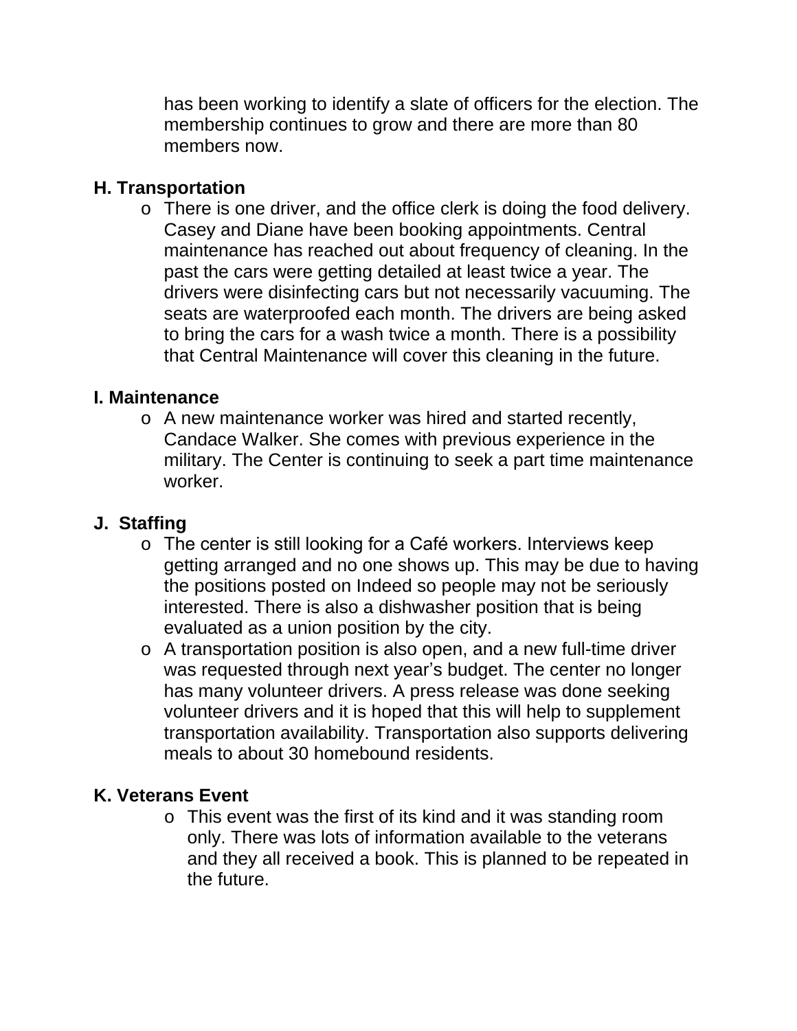has been working to identify a slate of officers for the election. The membership continues to grow and there are more than 80 members now.

**H. Transportation**

- There is one driver, and the office clerk is doing the food delivery. Casey and Diane have been booking appointments. Central maintenance has reached out about frequency of cleaning. In the past the cars were getting detailed at least twice a year. The drivers were disinfecting cars but not necessarily vacuuming. The seats are waterproofed each month. The drivers are being asked to bring the cars for a wash twice a month. There is a possibility that Central Maintenance will cover this cleaning in the future.

**I. Maintenance**

- A new maintenance worker was hired and started recently, Candace Walker. She comes with previous experience in the military. The Center is continuing to seek a part time maintenance worker.

**J. Staffing**

- The center is still looking for a Café workers. Interviews keep getting arranged and no one shows up. This may be due to having the positions posted on Indeed so people may not be seriously interested. There is also a dishwasher position that is being evaluated as a union position by the city.
- A transportation position is also open, and a new full-time driver was requested through next year's budget. The center no longer has many volunteer drivers. A press release was done seeking volunteer drivers and it is hoped that this will help to supplement transportation availability. Transportation also supports delivering meals to about 30 homebound residents.

**K. Veterans Event**

- This event was the first of its kind and it was standing room only. There was lots of information available to the veterans and they all received a book. This is planned to be repeated in the future.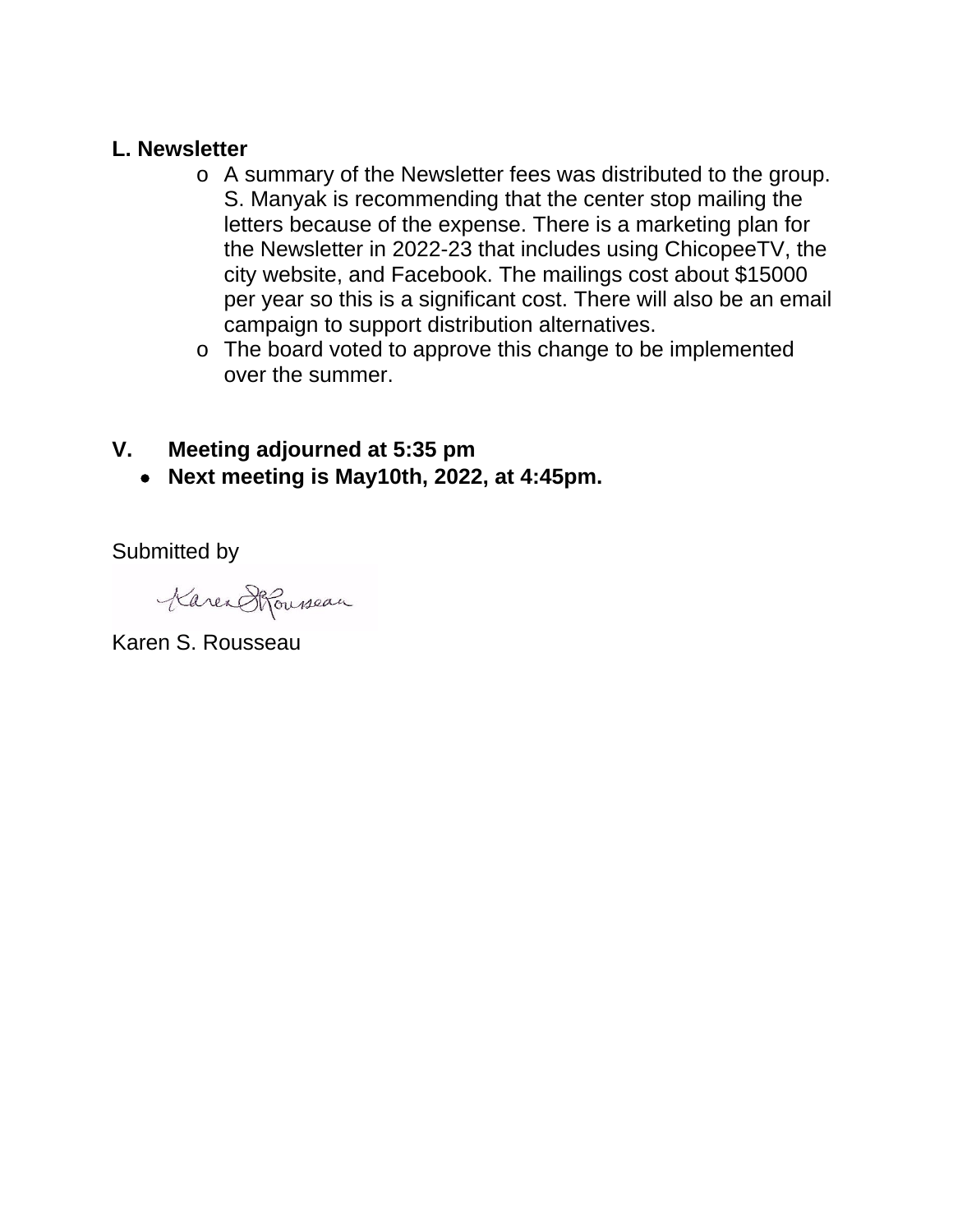**L. Newsletter**

- A summary of the Newsletter fees was distributed to the group. S. Manyak is recommending that the center stop mailing the letters because of the expense. There is a marketing plan for the Newsletter in 2022-23 that includes using ChicopeeTV, the city website, and Facebook. The mailings cost about $15000 per year so this is a significant cost. There will also be an email campaign to support distribution alternatives.
- The board voted to approve this change to be implemented over the summer.

**V. Meeting adjourned at 5:35 pm**

- **Next meeting is May10th, 2022, at 4:45pm.**

Submitted by

Karen S. Rousseau